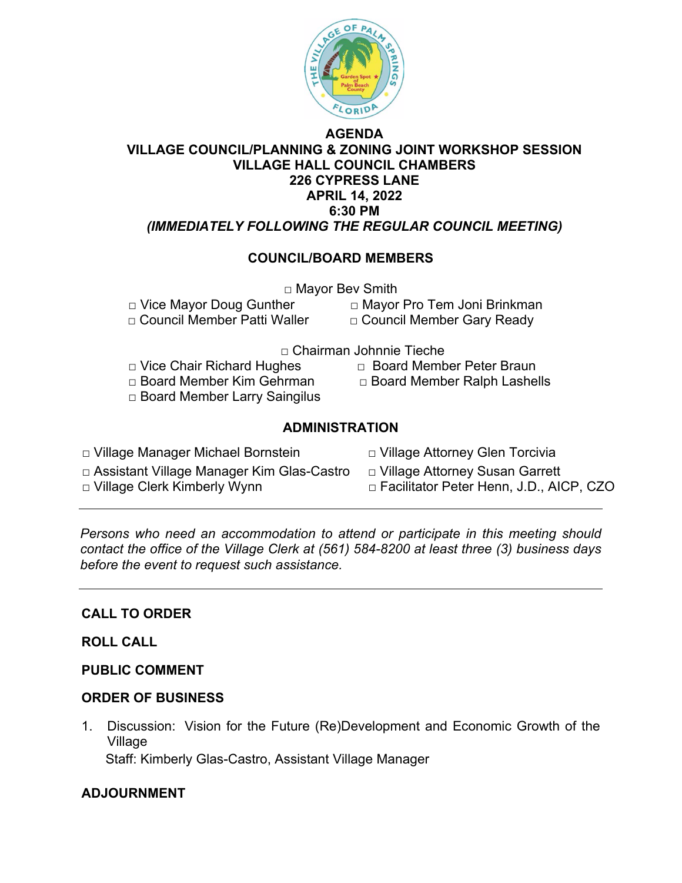# AGENDA

## VILLAGE COUNCIL/PLANNING & ZONING JOINT WORKSHOP SESSION

**VILLAGE HALL COUNCIL CHAMBERS**
**226 CYPRESS LANE**
**APRIL 14, 2022**
**6:30 PM**
***(IMMEDIATELY FOLLOWING THE REGULAR COUNCIL MEETING)***

### COUNCIL/BOARD MEMBERS

□ Mayor Bev Smith
□ Vice Mayor Doug Gunther
□ Mayor Pro Tem Joni Brinkman
□ Council Member Patti Waller
□ Council Member Gary Ready

□ Chairman Johnnie Tieche
□ Vice Chair Richard Hughes
□ Board Member Peter Braun
□ Board Member Kim Gehrman
□ Board Member Ralph Lashells
□ Board Member Larry Saingilus

### ADMINISTRATION

□ Village Manager Michael Bornstein
□ Village Attorney Glen Torcivia
□ Assistant Village Manager Kim Glas-Castro
□ Village Attorney Susan Garrett
□ Village Clerk Kimberly Wynn
□ Facilitator Peter Henn, J.D., AICP, CZO

---

*Persons who need an accommodation to attend or participate in this meeting should contact the office of the Village Clerk at (561) 584-8200 at least three (3) business days before the event to request such assistance.*

---

**CALL TO ORDER**

**ROLL CALL**

**PUBLIC COMMENT**

**ORDER OF BUSINESS**

1. Discussion: Vision for the Future (Re)Development and Economic Growth of the Village
   Staff: Kimberly Glas-Castro, Assistant Village Manager

**ADJOURNMENT**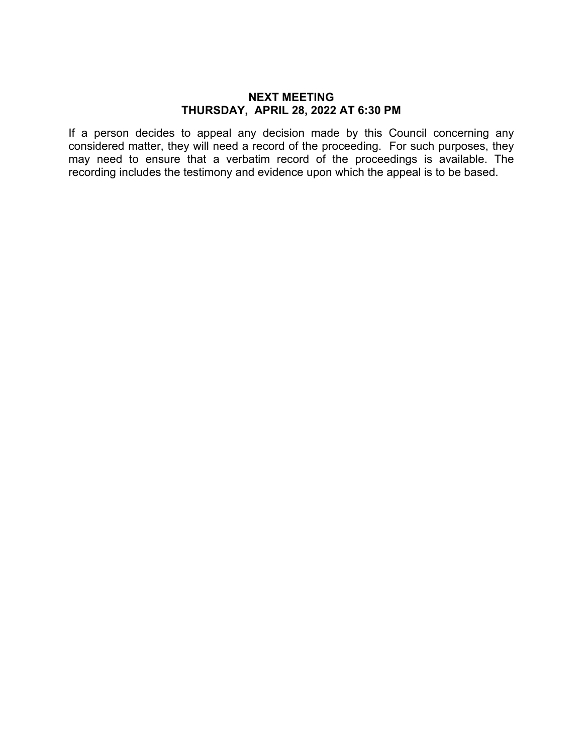**NEXT MEETING**
**THURSDAY, APRIL 28, 2022 AT 6:30 PM**

If a person decides to appeal any decision made by this Council concerning any considered matter, they will need a record of the proceeding. For such purposes, they may need to ensure that a verbatim record of the proceedings is available. The recording includes the testimony and evidence upon which the appeal is to be based.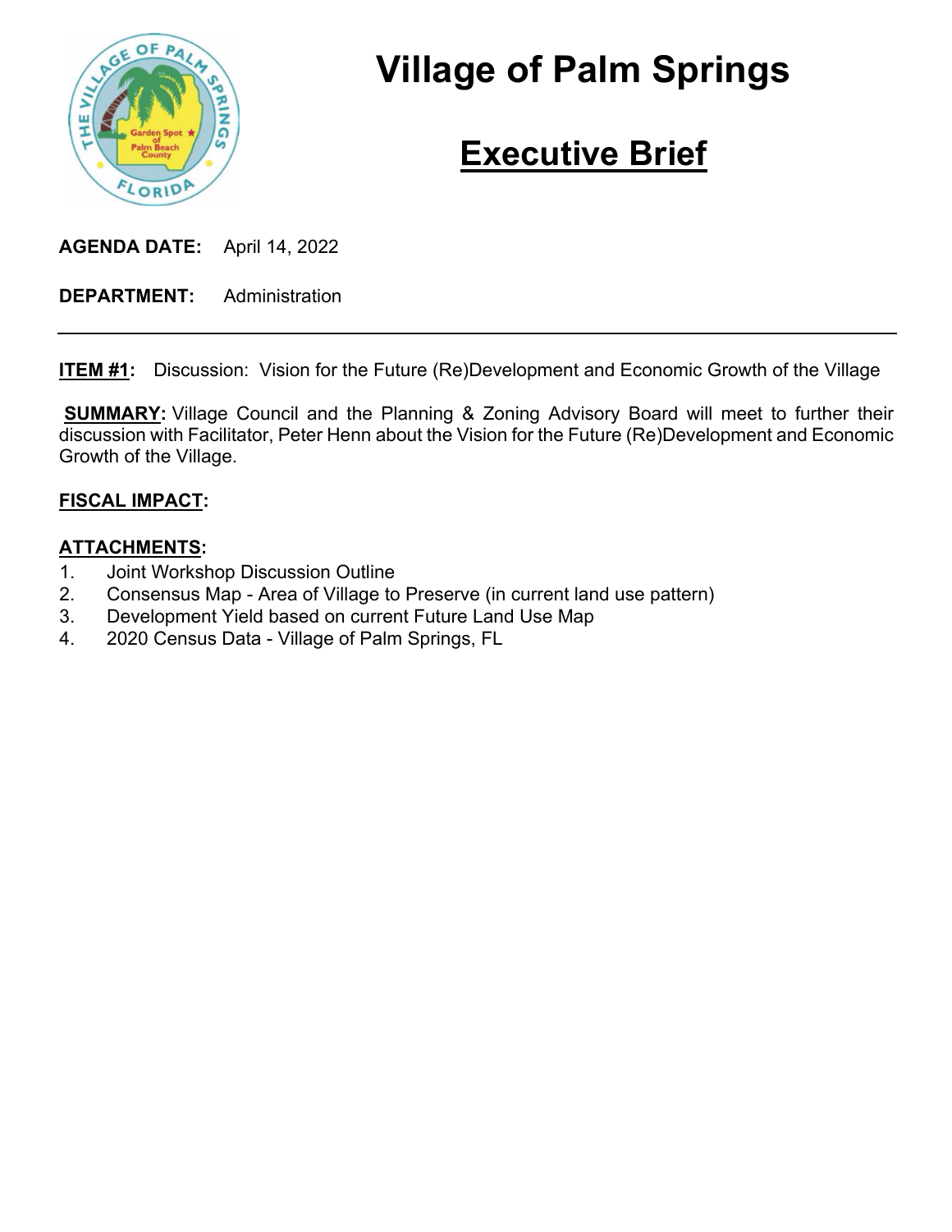# Village of Palm Springs

## Executive Brief

**AGENDA DATE:** April 14, 2022

**DEPARTMENT:** Administration

---

**ITEM #1:** Discussion: Vision for the Future (Re)Development and Economic Growth of the Village

**SUMMARY:** Village Council and the Planning & Zoning Advisory Board will meet to further their discussion with Facilitator, Peter Henn about the Vision for the Future (Re)Development and Economic Growth of the Village.

**FISCAL IMPACT:**

**ATTACHMENTS:**

1. Joint Workshop Discussion Outline
2. Consensus Map - Area of Village to Preserve (in current land use pattern)
3. Development Yield based on current Future Land Use Map
4. 2020 Census Data - Village of Palm Springs, FL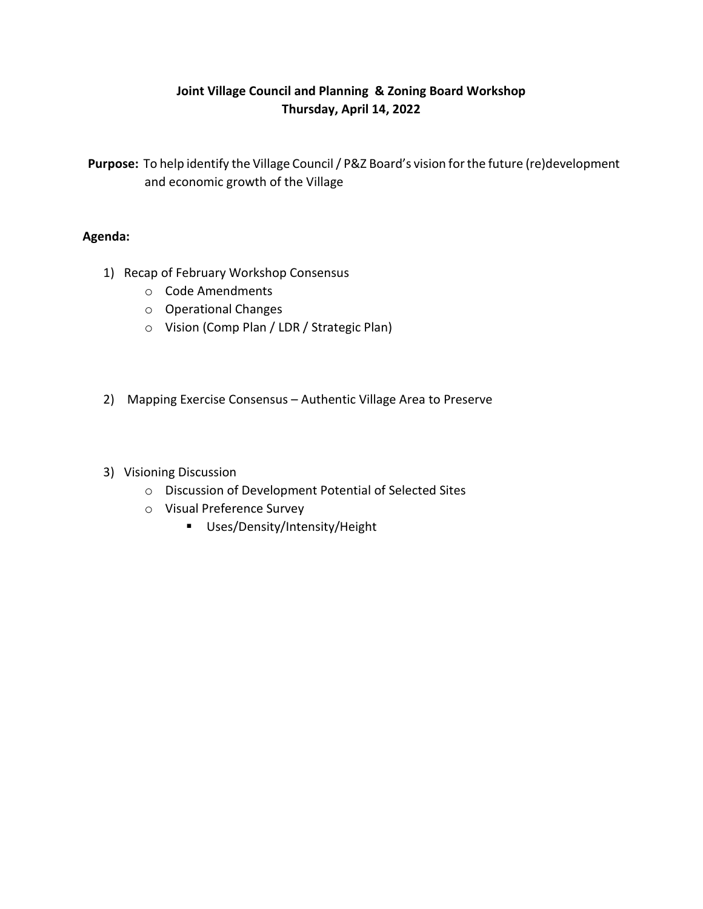# Joint Village Council and Planning & Zoning Board Workshop
## Thursday, April 14, 2022

**Purpose:** To help identify the Village Council / P&Z Board's vision for the future (re)development and economic growth of the Village

**Agenda:**

1) Recap of February Workshop Consensus
   - Code Amendments
   - Operational Changes
   - Vision (Comp Plan / LDR / Strategic Plan)

2) Mapping Exercise Consensus – Authentic Village Area to Preserve

3) Visioning Discussion
   - Discussion of Development Potential of Selected Sites
   - Visual Preference Survey
     - Uses/Density/Intensity/Height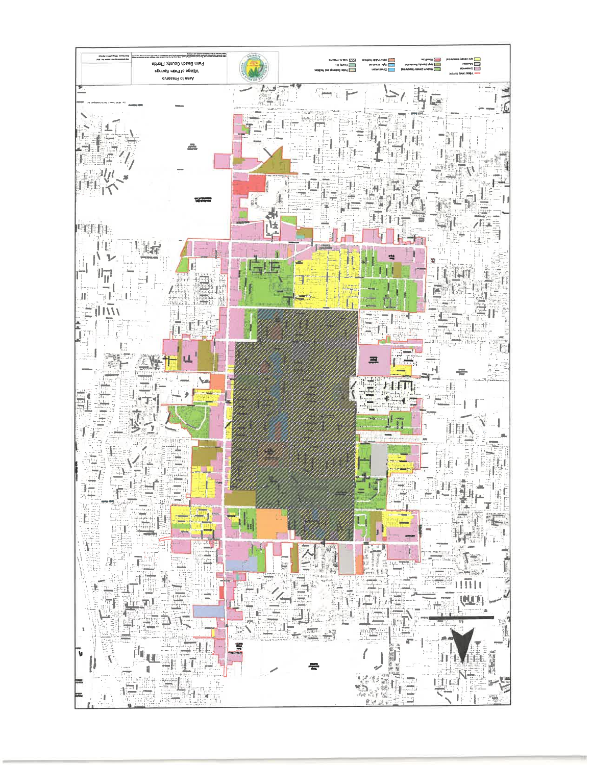# Area to Preserve

Village of Palm Springs

Palm Beach County, Florida

Village Limits Current

Low Density Residential

Commercial

Industrial

Mixed Use

High Density Residential

Medium Density Residential

Other Public Facilities

Light Industrial

Conservation

Area to Preserve

Comm Rec

Public Buildings and Facilities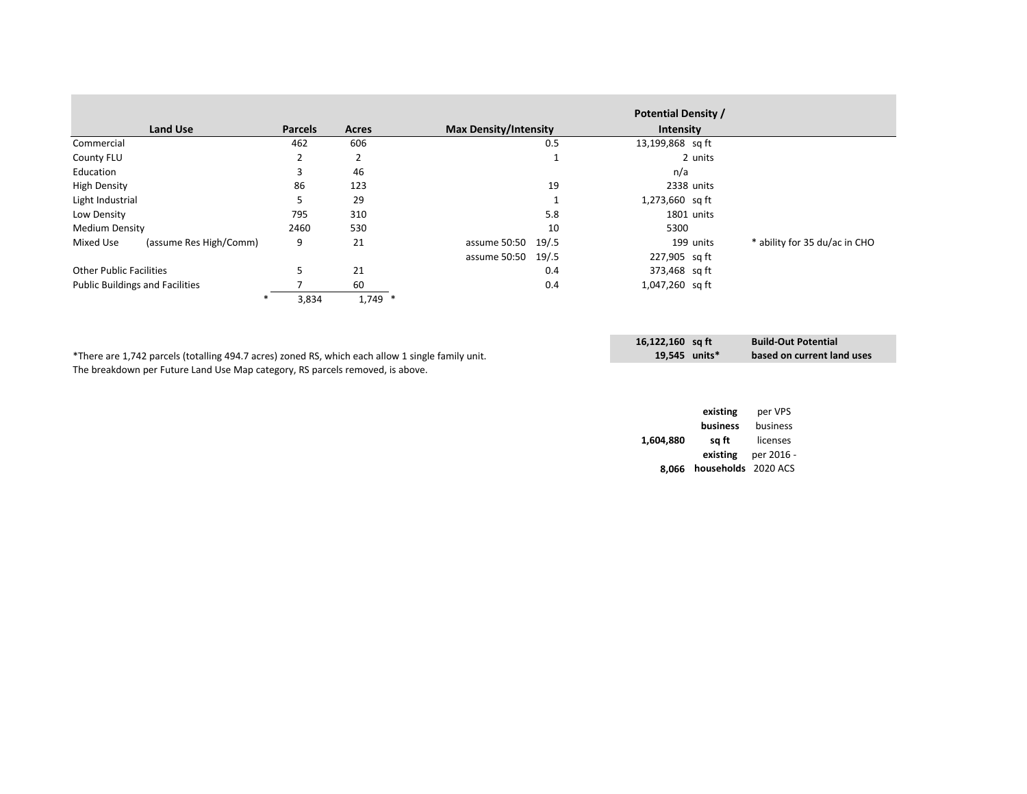| Land Use | | Parcels | Acres | Max Density/Intensity | | Potential Density / Intensity | | |
|---|---|---|---|---|---|---|---|---|
| Commercial | | 462 | 606 | | 0.5 | 13,199,868 | sq ft | |
| County FLU | | 2 | 2 | | 1 | 2 | units | |
| Education | | 3 | 46 | | | n/a | | |
| High Density | | 86 | 123 | | 19 | 2338 | units | |
| Light Industrial | | 5 | 29 | | 1 | 1,273,660 | sq ft | |
| Low Density | | 795 | 310 | | 5.8 | 1801 | units | |
| Medium Density | | 2460 | 530 | | 10 | 5300 | | |
| Mixed Use | (assume Res High/Comm) | 9 | 21 | assume 50:50 | 19/.5 | 199 | units | * ability for 35 du/ac in CHO |
| | | | | assume 50:50 | 19/.5 | 227,905 | sq ft | |
| Other Public Facilities | | 5 | 21 | | 0.4 | 373,468 | sq ft | |
| Public Buildings and Facilities | | 7 | 60 | | 0.4 | 1,047,260 | sq ft | |
| | * | 3,834 | 1,749 * | | | | | |

| | | |
|---|---|---|
| 16,122,160 | sq ft | **Build-Out Potential** |
| 19,545 | units* | **based on current land uses** |

*There are 1,742 parcels (totalling 494.7 acres) zoned RS, which each allow 1 single family unit.
The breakdown per Future Land Use Map category, RS parcels removed, is above.

| | | |
|---|---|---|
| 1,604,880 | **existing business sq ft** | per VPS business licenses |
| 8,066 | **existing households** | per 2016 - 2020 ACS |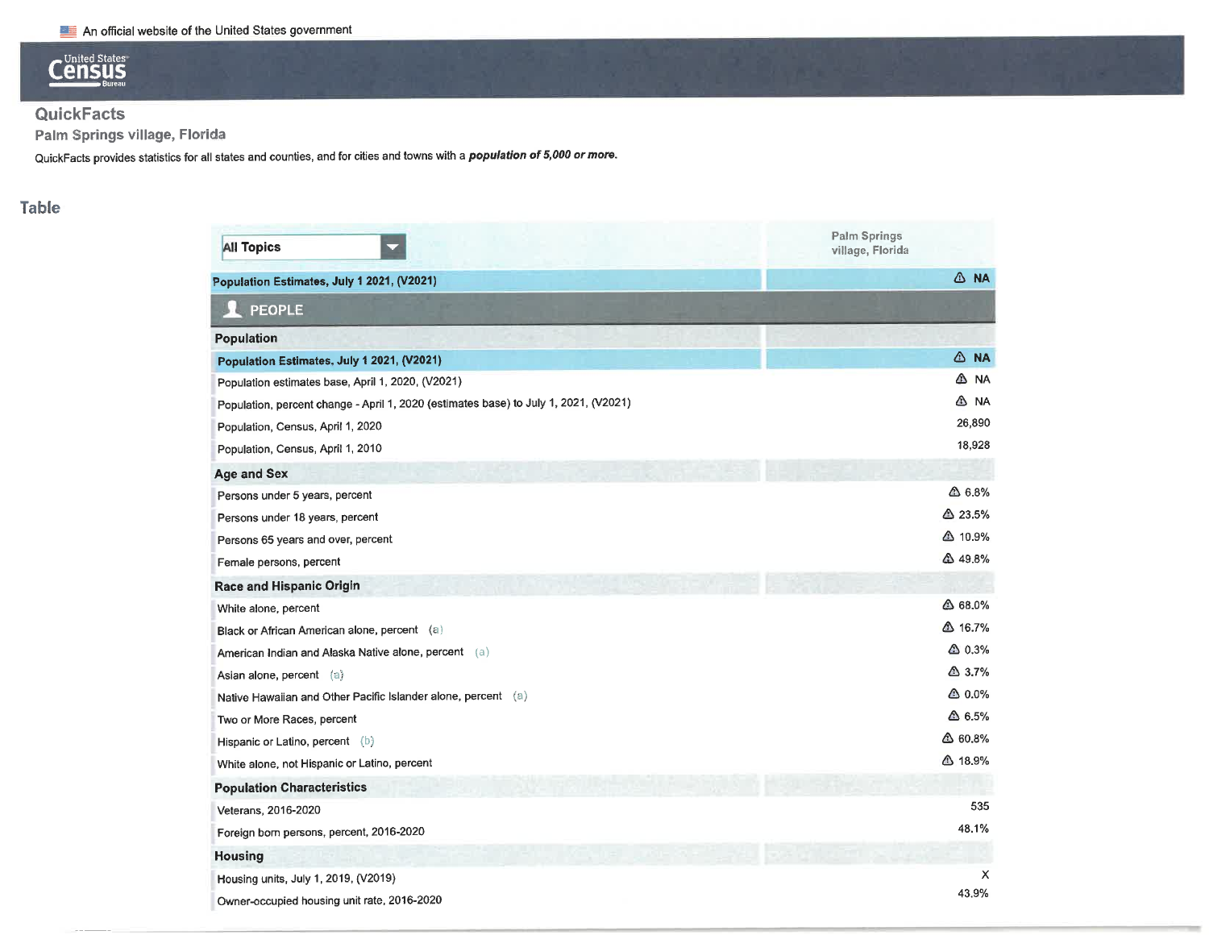An official website of the United States government

United States Census Bureau

# QuickFacts

## Palm Springs village, Florida

QuickFacts provides statistics for all states and counties, and for cities and towns with a ***population of 5,000 or more.***

## Table

| All Topics | Palm Springs village, Florida |
|---|---|
| **Population Estimates, July 1 2021, (V2021)** | NA |
| **PEOPLE** | |
| **Population** | |
| **Population Estimates, July 1 2021, (V2021)** | NA |
| Population estimates base, April 1, 2020, (V2021) | NA |
| Population, percent change - April 1, 2020 (estimates base) to July 1, 2021, (V2021) | NA |
| Population, Census, April 1, 2020 | 26,890 |
| Population, Census, April 1, 2010 | 18,928 |
| **Age and Sex** | |
| Persons under 5 years, percent | 6.8% |
| Persons under 18 years, percent | 23.5% |
| Persons 65 years and over, percent | 10.9% |
| Female persons, percent | 49.8% |
| **Race and Hispanic Origin** | |
| White alone, percent | 68.0% |
| Black or African American alone, percent (a) | 16.7% |
| American Indian and Alaska Native alone, percent (a) | 0.3% |
| Asian alone, percent (a) | 3.7% |
| Native Hawaiian and Other Pacific Islander alone, percent (a) | 0.0% |
| Two or More Races, percent | 6.5% |
| Hispanic or Latino, percent (b) | 60.8% |
| White alone, not Hispanic or Latino, percent | 18.9% |
| **Population Characteristics** | |
| Veterans, 2016-2020 | 535 |
| Foreign born persons, percent, 2016-2020 | 48.1% |
| **Housing** | |
| Housing units, July 1, 2019, (V2019) | X |
| Owner-occupied housing unit rate, 2016-2020 | 43.9% |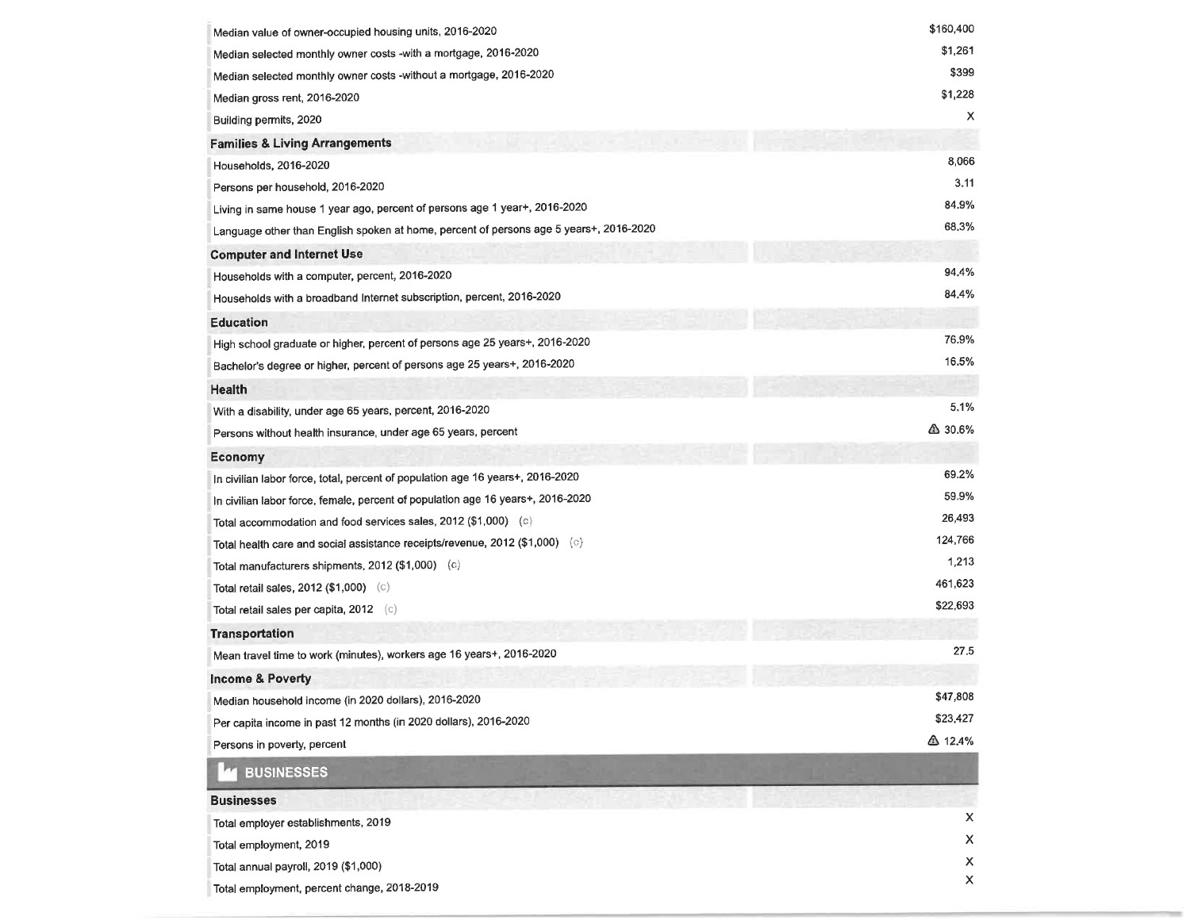| | |
|---|---|
| Median value of owner-occupied housing units, 2016-2020 | $160,400 |
| Median selected monthly owner costs -with a mortgage, 2016-2020 | $1,261 |
| Median selected monthly owner costs -without a mortgage, 2016-2020 | $399 |
| Median gross rent, 2016-2020 | $1,228 |
| Building permits, 2020 | X |
| **Families & Living Arrangements** | |
| Households, 2016-2020 | 8,066 |
| Persons per household, 2016-2020 | 3.11 |
| Living in same house 1 year ago, percent of persons age 1 year+, 2016-2020 | 84.9% |
| Language other than English spoken at home, percent of persons age 5 years+, 2016-2020 | 68.3% |
| **Computer and Internet Use** | |
| Households with a computer, percent, 2016-2020 | 94.4% |
| Households with a broadband Internet subscription, percent, 2016-2020 | 84.4% |
| **Education** | |
| High school graduate or higher, percent of persons age 25 years+, 2016-2020 | 76.9% |
| Bachelor's degree or higher, percent of persons age 25 years+, 2016-2020 | 16.5% |
| **Health** | |
| With a disability, under age 65 years, percent, 2016-2020 | 5.1% |
| Persons without health insurance, under age 65 years, percent | ⚠ 30.6% |
| **Economy** | |
| In civilian labor force, total, percent of population age 16 years+, 2016-2020 | 69.2% |
| In civilian labor force, female, percent of population age 16 years+, 2016-2020 | 59.9% |
| Total accommodation and food services sales, 2012 ($1,000) (c) | 26,493 |
| Total health care and social assistance receipts/revenue, 2012 ($1,000) (c) | 124,766 |
| Total manufacturers shipments, 2012 ($1,000) (c) | 1,213 |
| Total retail sales, 2012 ($1,000) (c) | 461,623 |
| Total retail sales per capita, 2012 (c) | $22,693 |
| **Transportation** | |
| Mean travel time to work (minutes), workers age 16 years+, 2016-2020 | 27.5 |
| **Income & Poverty** | |
| Median household income (in 2020 dollars), 2016-2020 | $47,808 |
| Per capita income in past 12 months (in 2020 dollars), 2016-2020 | $23,427 |
| Persons in poverty, percent | ⚠ 12.4% |

## BUSINESSES

| | |
|---|---|
| **Businesses** | |
| Total employer establishments, 2019 | X |
| Total employment, 2019 | X |
| Total annual payroll, 2019 ($1,000) | X |
| Total employment, percent change, 2018-2019 | X |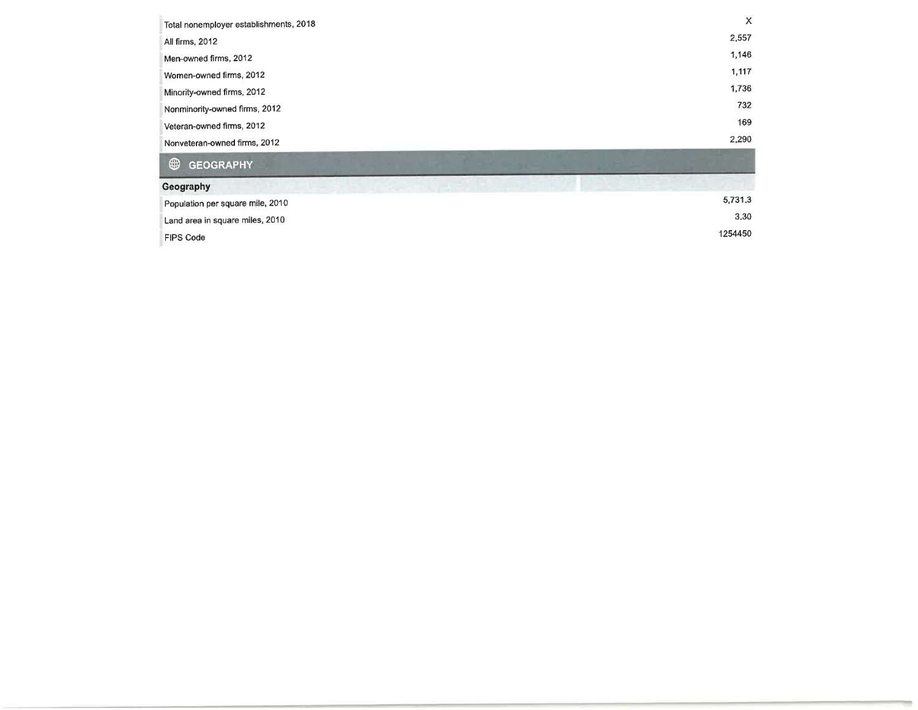| | |
|---|---|
| Total nonemployer establishments, 2018 | X |
| All firms, 2012 | 2,557 |
| Men-owned firms, 2012 | 1,146 |
| Women-owned firms, 2012 | 1,117 |
| Minority-owned firms, 2012 | 1,736 |
| Nonminority-owned firms, 2012 | 732 |
| Veteran-owned firms, 2012 | 169 |
| Nonveteran-owned firms, 2012 | 2,290 |

## GEOGRAPHY

| Geography | |
|---|---|
| Population per square mile, 2010 | 5,731.3 |
| Land area in square miles, 2010 | 3.30 |
| FIPS Code | 1254450 |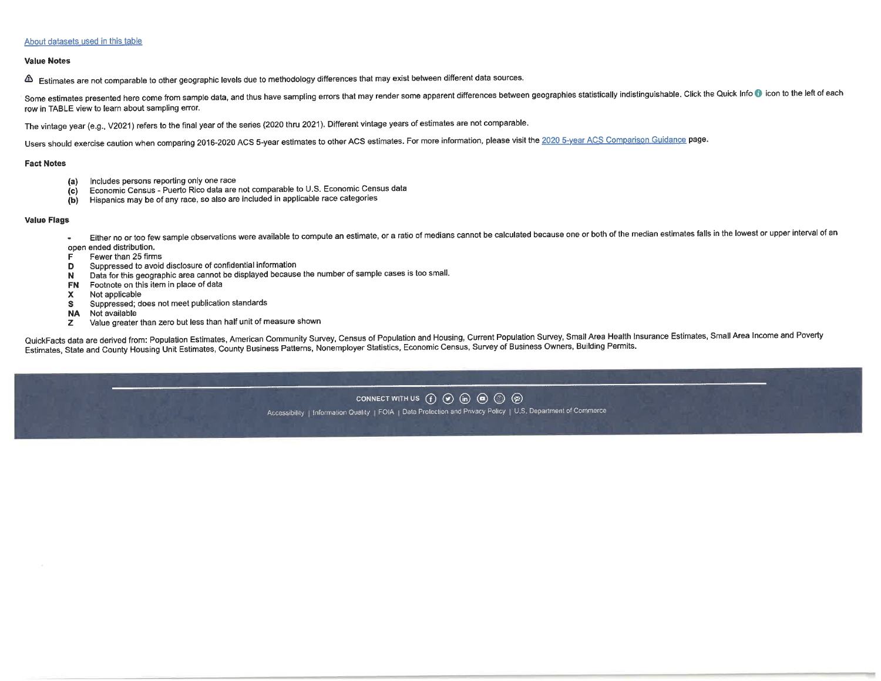About datasets used in this table

**Value Notes**

⚠ Estimates are not comparable to other geographic levels due to methodology differences that may exist between different data sources.

Some estimates presented here come from sample data, and thus have sampling errors that may render some apparent differences between geographies statistically indistinguishable. Click the Quick Info ⓘ icon to the left of each row in TABLE view to learn about sampling error.

The vintage year (e.g., V2021) refers to the final year of the series (2020 thru 2021). Different vintage years of estimates are not comparable.

Users should exercise caution when comparing 2016-2020 ACS 5-year estimates to other ACS estimates. For more information, please visit the 2020 5-year ACS Comparison Guidance page.

**Fact Notes**

- **(a)** Includes persons reporting only one race
- **(c)** Economic Census - Puerto Rico data are not comparable to U.S. Economic Census data
- **(b)** Hispanics may be of any race, so also are included in applicable race categories

**Value Flags**

- **-** Either no or too few sample observations were available to compute an estimate, or a ratio of medians cannot be calculated because one or both of the median estimates falls in the lowest or upper interval of an open ended distribution.
- **F** Fewer than 25 firms
- **D** Suppressed to avoid disclosure of confidential information
- **N** Data for this geographic area cannot be displayed because the number of sample cases is too small.
- **FN** Footnote on this item in place of data
- **X** Not applicable
- **S** Suppressed; does not meet publication standards
- **NA** Not available
- **Z** Value greater than zero but less than half unit of measure shown

QuickFacts data are derived from: Population Estimates, American Community Survey, Census of Population and Housing, Current Population Survey, Small Area Health Insurance Estimates, Small Area Income and Poverty Estimates, State and County Housing Unit Estimates, County Business Patterns, Nonemployer Statistics, Economic Census, Survey of Business Owners, Building Permits.

CONNECT WITH US

Accessibility | Information Quality | FOIA | Data Protection and Privacy Policy | U.S. Department of Commerce